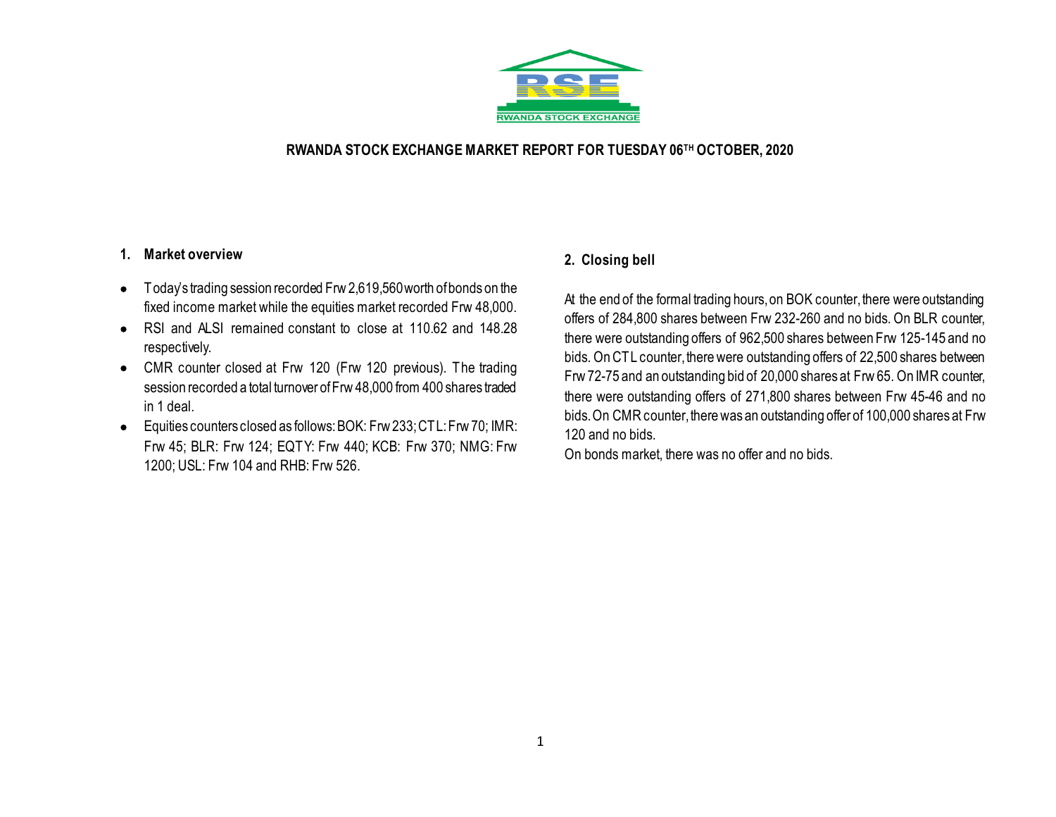# RWANDA STOCK EXCHANGE MARKET REPORT FOR TUESDAY 06TH OCTOBER, 2020

## 1. Market overview

- Today's trading session recorded Frw 2,619,560 worth of bonds on the fixed income market while the equities market recorded Frw 48,000.
- RSI and ALSI remained constant to close at 110.62 and 148.28 respectively.
- CMR counter closed at Frw 120 (Frw 120 previous). The trading session recorded a total turnover of Frw 48,000 from 400 shares traded in 1 deal.
- Equities counters closed as follows: BOK: Frw 233; CTL: Frw 70; IMR: Frw 45; BLR: Frw 124; EQTY: Frw 440; KCB: Frw 370; NMG: Frw 1200; USL: Frw 104 and RHB: Frw 526.

## 2. Closing bell

At the end of the formal trading hours, on BOK counter, there were outstanding offers of 284,800 shares between Frw 232-260 and no bids. On BLR counter, there were outstanding offers of 962,500 shares between Frw 125-145 and no bids. On CTL counter, there were outstanding offers of 22,500 shares between Frw 72-75 and an outstanding bid of 20,000 shares at Frw 65. On IMR counter, there were outstanding offers of 271,800 shares between Frw 45-46 and no bids. On CMR counter, there was an outstanding offer of 100,000 shares at Frw 120 and no bids.

On bonds market, there was no offer and no bids.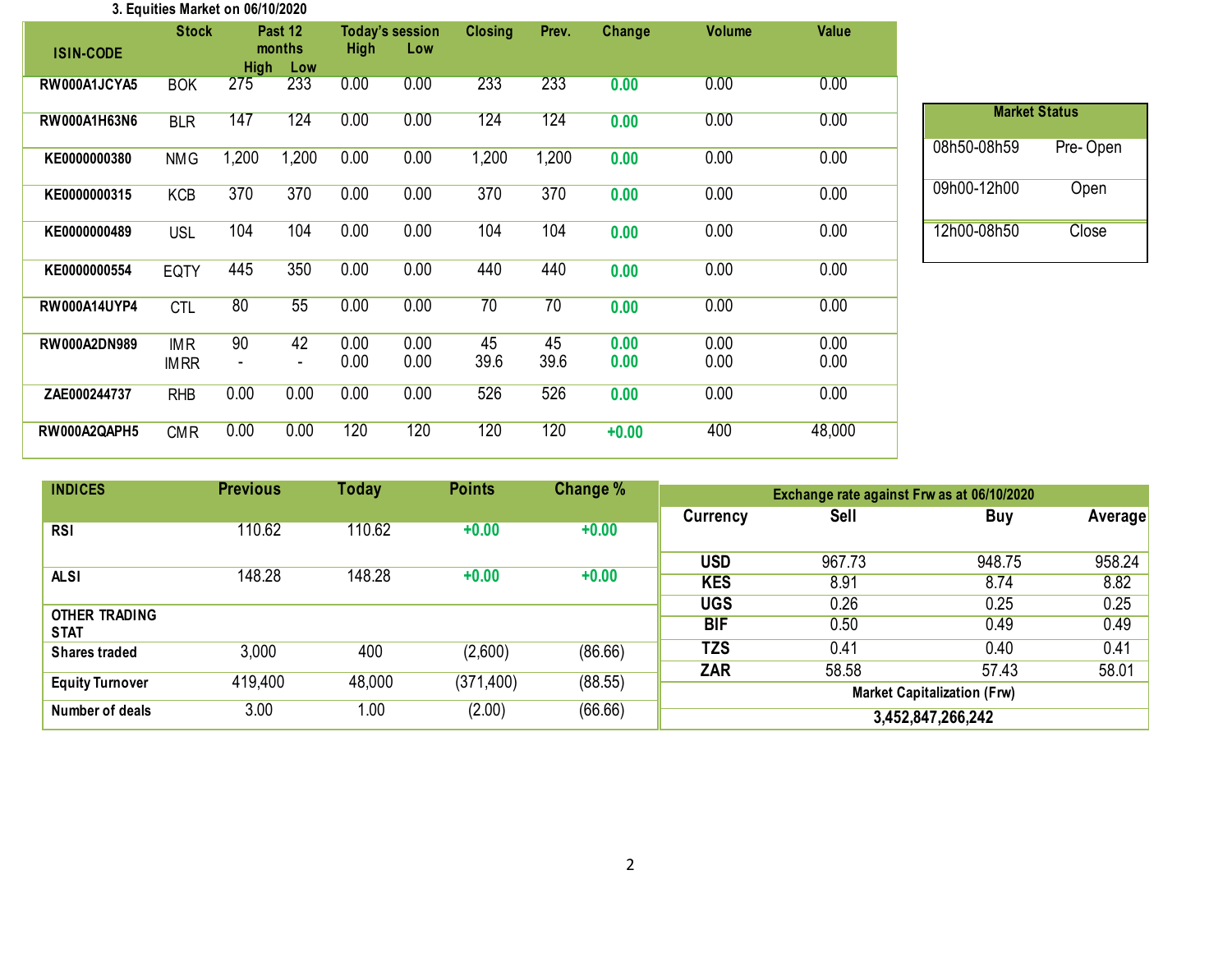### 3. Equities Market on 06/10/2020

| ISIN-CODE | Stock | Past 12 months | | Today's session | | Closing | Prev. | Change | Volume | Value |
|---|---|---|---|---|---|---|---|---|---|---|
| | | High | Low | High | Low | | | | | |
| RW000A1JCYA5 | BOK | 275 | 233 | 0.00 | 0.00 | 233 | 233 | 0.00 | 0.00 | 0.00 |
| RW000A1H63N6 | BLR | 147 | 124 | 0.00 | 0.00 | 124 | 124 | 0.00 | 0.00 | 0.00 |
| KE0000000380 | NMG | 1,200 | 1,200 | 0.00 | 0.00 | 1,200 | 1,200 | 0.00 | 0.00 | 0.00 |
| KE0000000315 | KCB | 370 | 370 | 0.00 | 0.00 | 370 | 370 | 0.00 | 0.00 | 0.00 |
| KE0000000489 | USL | 104 | 104 | 0.00 | 0.00 | 104 | 104 | 0.00 | 0.00 | 0.00 |
| KE0000000554 | EQTY | 445 | 350 | 0.00 | 0.00 | 440 | 440 | 0.00 | 0.00 | 0.00 |
| RW000A14UYP4 | CTL | 80 | 55 | 0.00 | 0.00 | 70 | 70 | 0.00 | 0.00 | 0.00 |
| RW000A2DN989 | IMR | 90 | 42 | 0.00 | 0.00 | 45 | 45 | 0.00 | 0.00 | 0.00 |
| | IMRR | - | - | 0.00 | 0.00 | 39.6 | 39.6 | 0.00 | 0.00 | 0.00 |
| ZAE000244737 | RHB | 0.00 | 0.00 | 0.00 | 0.00 | 526 | 526 | 0.00 | 0.00 | 0.00 |
| RW000A2QAPH5 | CMR | 0.00 | 0.00 | 120 | 120 | 120 | 120 | +0.00 | 400 | 48,000 |

| Market Status | |
|---|---|
| 08h50-08h59 | Pre- Open |
| 09h00-12h00 | Open |
| 12h00-08h50 | Close |

| INDICES | Previous | Today | Points | Change % |
|---|---|---|---|---|
| RSI | 110.62 | 110.62 | +0.00 | +0.00 |
| ALSI | 148.28 | 148.28 | +0.00 | +0.00 |
| OTHER TRADING STAT | | | | |
| Shares traded | 3,000 | 400 | (2,600) | (86.66) |
| Equity Turnover | 419,400 | 48,000 | (371,400) | (88.55) |
| Number of deals | 3.00 | 1.00 | (2.00) | (66.66) |

| Exchange rate against Frw as at 06/10/2020 | | | |
|---|---|---|---|
| Currency | Sell | Buy | Average |
| USD | 967.73 | 948.75 | 958.24 |
| KES | 8.91 | 8.74 | 8.82 |
| UGS | 0.26 | 0.25 | 0.25 |
| BIF | 0.50 | 0.49 | 0.49 |
| TZS | 0.41 | 0.40 | 0.41 |
| ZAR | 58.58 | 57.43 | 58.01 |
| Market Capitalization (Frw) | | | |
| 3,452,847,266,242 | | | |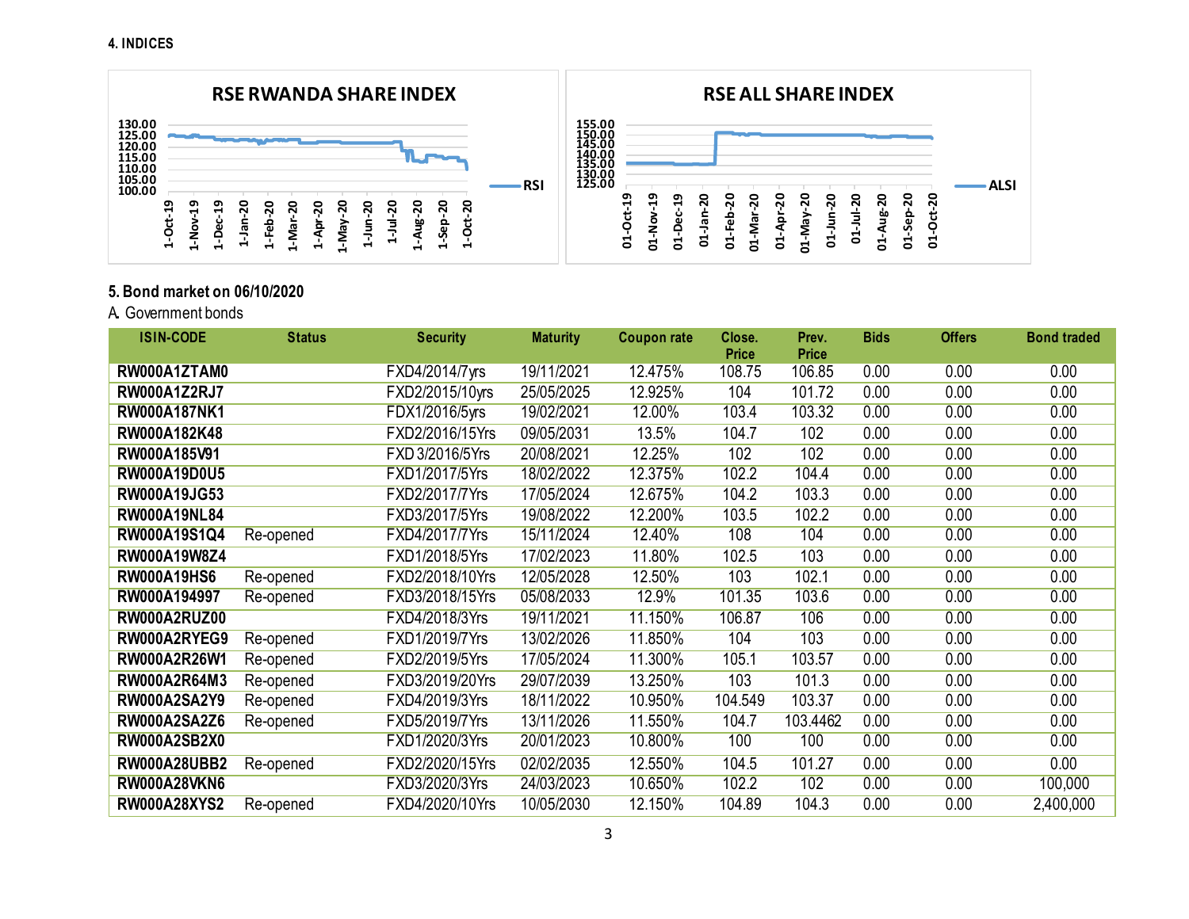## 4. INDICES

RSE RWANDA SHARE INDEX

RSE ALL SHARE INDEX

## 5. Bond market on 06/10/2020

A. Government bonds

| ISIN-CODE | Status | Security | Maturity | Coupon rate | Close. Price | Prev. Price | Bids | Offers | Bond traded |
|---|---|---|---|---|---|---|---|---|---|
| RW000A1ZTAM0 | | FXD4/2014/7yrs | 19/11/2021 | 12.475% | 108.75 | 106.85 | 0.00 | 0.00 | 0.00 |
| RW000A1Z2RJ7 | | FXD2/2015/10yrs | 25/05/2025 | 12.925% | 104 | 101.72 | 0.00 | 0.00 | 0.00 |
| RW000A187NK1 | | FDX1/2016/5yrs | 19/02/2021 | 12.00% | 103.4 | 103.32 | 0.00 | 0.00 | 0.00 |
| RW000A182K48 | | FXD2/2016/15Yrs | 09/05/2031 | 13.5% | 104.7 | 102 | 0.00 | 0.00 | 0.00 |
| RW000A185V91 | | FXD 3/2016/5Yrs | 20/08/2021 | 12.25% | 102 | 102 | 0.00 | 0.00 | 0.00 |
| RW000A19D0U5 | | FXD1/2017/5Yrs | 18/02/2022 | 12.375% | 102.2 | 104.4 | 0.00 | 0.00 | 0.00 |
| RW000A19JG53 | | FXD2/2017/7Yrs | 17/05/2024 | 12.675% | 104.2 | 103.3 | 0.00 | 0.00 | 0.00 |
| RW000A19NL84 | | FXD3/2017/5Yrs | 19/08/2022 | 12.200% | 103.5 | 102.2 | 0.00 | 0.00 | 0.00 |
| RW000A19S1Q4 | Re-opened | FXD4/2017/7Yrs | 15/11/2024 | 12.40% | 108 | 104 | 0.00 | 0.00 | 0.00 |
| RW000A19W8Z4 | | FXD1/2018/5Yrs | 17/02/2023 | 11.80% | 102.5 | 103 | 0.00 | 0.00 | 0.00 |
| RW000A19HS6 | Re-opened | FXD2/2018/10Yrs | 12/05/2028 | 12.50% | 103 | 102.1 | 0.00 | 0.00 | 0.00 |
| RW000A194997 | Re-opened | FXD3/2018/15Yrs | 05/08/2033 | 12.9% | 101.35 | 103.6 | 0.00 | 0.00 | 0.00 |
| RW000A2RUZ00 | | FXD4/2018/3Yrs | 19/11/2021 | 11.150% | 106.87 | 106 | 0.00 | 0.00 | 0.00 |
| RW000A2RYEG9 | Re-opened | FXD1/2019/7Yrs | 13/02/2026 | 11.850% | 104 | 103 | 0.00 | 0.00 | 0.00 |
| RW000A2R26W1 | Re-opened | FXD2/2019/5Yrs | 17/05/2024 | 11.300% | 105.1 | 103.57 | 0.00 | 0.00 | 0.00 |
| RW000A2R64M3 | Re-opened | FXD3/2019/20Yrs | 29/07/2039 | 13.250% | 103 | 101.3 | 0.00 | 0.00 | 0.00 |
| RW000A2SA2Y9 | Re-opened | FXD4/2019/3Yrs | 18/11/2022 | 10.950% | 104.549 | 103.37 | 0.00 | 0.00 | 0.00 |
| RW000A2SA2Z6 | Re-opened | FXD5/2019/7Yrs | 13/11/2026 | 11.550% | 104.7 | 103.4462 | 0.00 | 0.00 | 0.00 |
| RW000A2SB2X0 | | FXD1/2020/3Yrs | 20/01/2023 | 10.800% | 100 | 100 | 0.00 | 0.00 | 0.00 |
| RW000A28UBB2 | Re-opened | FXD2/2020/15Yrs | 02/02/2035 | 12.550% | 104.5 | 101.27 | 0.00 | 0.00 | 0.00 |
| RW000A28VKN6 | | FXD3/2020/3Yrs | 24/03/2023 | 10.650% | 102.2 | 102 | 0.00 | 0.00 | 100,000 |
| RW000A28XYS2 | Re-opened | FXD4/2020/10Yrs | 10/05/2030 | 12.150% | 104.89 | 104.3 | 0.00 | 0.00 | 2,400,000 |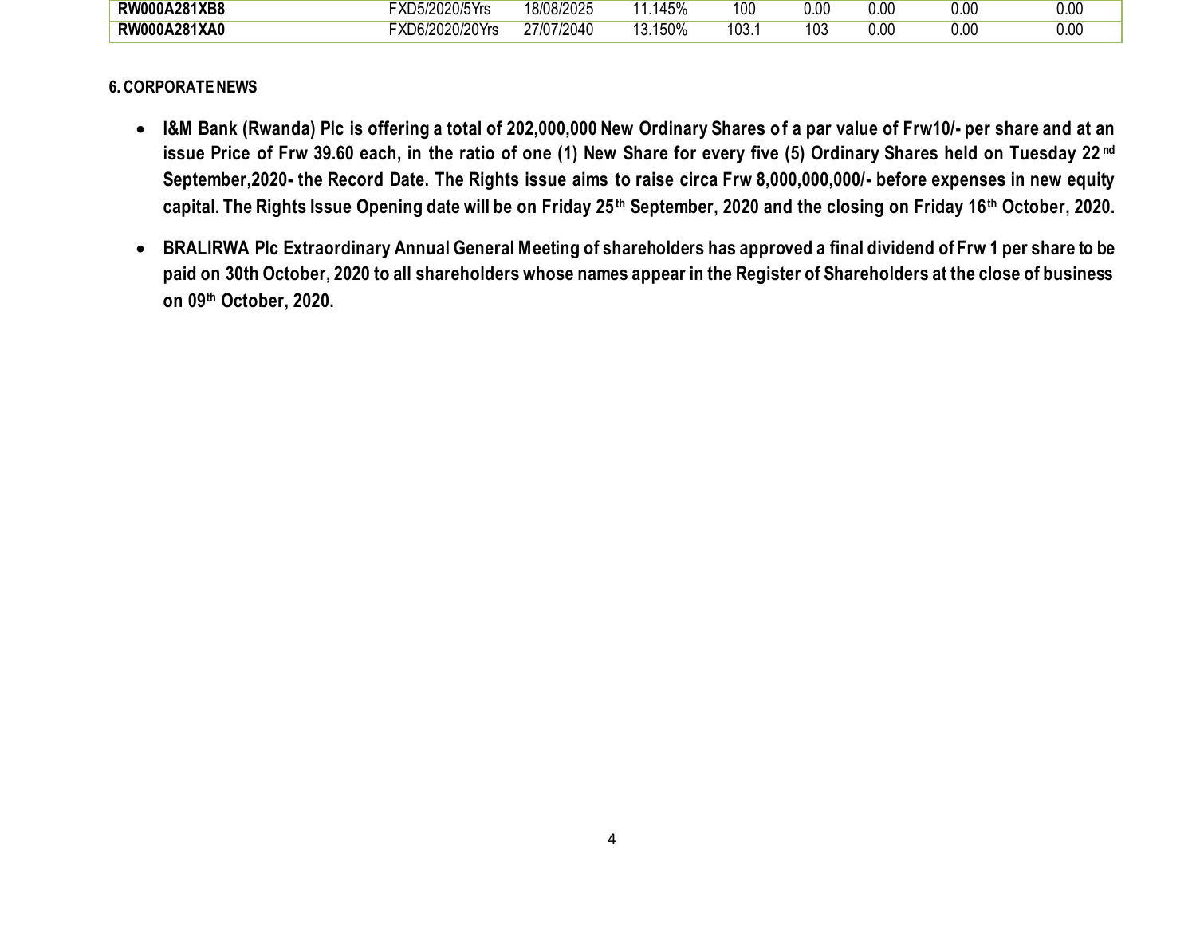| | | | | | | | | |
|---|---|---|---|---|---|---|---|---|
| **RW000A281XB8** | FXD5/2020/5Yrs | 18/08/2025 | 11.145% | 100 | 0.00 | 0.00 | 0.00 | 0.00 |
| **RW000A281XA0** | FXD6/2020/20Yrs | 27/07/2040 | 13.150% | 103.1 | 103 | 0.00 | 0.00 | 0.00 |

**6. CORPORATE NEWS**

- **I&M Bank (Rwanda) Plc is offering a total of 202,000,000 New Ordinary Shares of a par value of Frw10/- per share and at an issue Price of Frw 39.60 each, in the ratio of one (1) New Share for every five (5) Ordinary Shares held on Tuesday 22nd September,2020- the Record Date. The Rights issue aims to raise circa Frw 8,000,000,000/- before expenses in new equity capital. The Rights Issue Opening date will be on Friday 25th September, 2020 and the closing on Friday 16th October, 2020.**
- **BRALIRWA Plc Extraordinary Annual General Meeting of shareholders has approved a final dividend of Frw 1 per share to be paid on 30th October, 2020 to all shareholders whose names appear in the Register of Shareholders at the close of business on 09th October, 2020.**